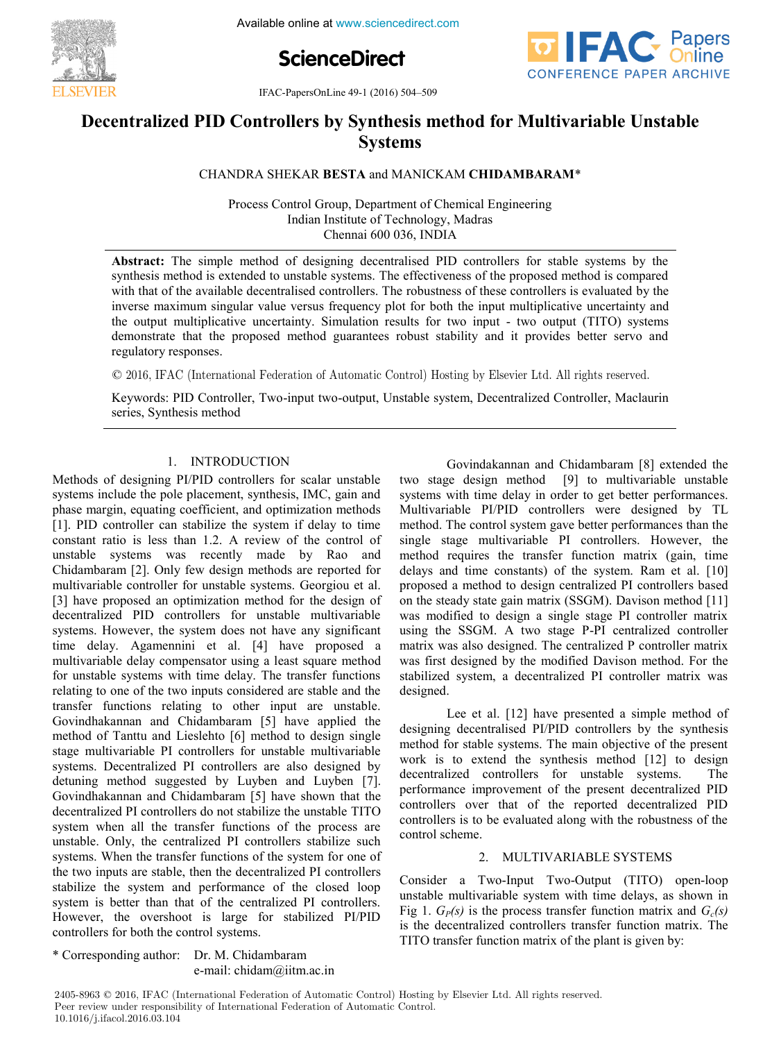# Decentralized PID Controllers by Synthesis method for Multivariable Unstable Systems

CHANDRA SHEKAR **BESTA** and MANICKAM **CHIDAMBARAM***

Process Control Group, Department of Chemical Engineering
Indian Institute of Technology, Madras
Chennai 600 036, INDIA

**Abstract:** The simple method of designing decentralised PID controllers for stable systems by the synthesis method is extended to unstable systems. The effectiveness of the proposed method is compared with that of the available decentralised controllers. The robustness of these controllers is evaluated by the inverse maximum singular value versus frequency plot for both the input multiplicative uncertainty and the output multiplicative uncertainty. Simulation results for two input - two output (TITO) systems demonstrate that the proposed method guarantees robust stability and it provides better servo and regulatory responses.

© 2016, IFAC (International Federation of Automatic Control) Hosting by Elsevier Ltd. All rights reserved.

Keywords: PID Controller, Two-input two-output, Unstable system, Decentralized Controller, Maclaurin series, Synthesis method

## 1. INTRODUCTION

Methods of designing PI/PID controllers for scalar unstable systems include the pole placement, synthesis, IMC, gain and phase margin, equating coefficient, and optimization methods [1]. PID controller can stabilize the system if delay to time constant ratio is less than 1.2. A review of the control of unstable systems was recently made by Rao and Chidambaram [2]. Only few design methods are reported for multivariable controller for unstable systems. Georgiou et al. [3] have proposed an optimization method for the design of decentralized PID controllers for unstable multivariable systems. However, the system does not have any significant time delay. Agamennini et al. [4] have proposed a multivariable delay compensator using a least square method for unstable systems with time delay. The transfer functions relating to one of the two inputs considered are stable and the transfer functions relating to other input are unstable. Govindhakannan and Chidambaram [5] have applied the method of Tanttu and Lieslehto [6] method to design single stage multivariable PI controllers for unstable multivariable systems. Decentralized PI controllers are also designed by detuning method suggested by Luyben and Luyben [7]. Govindhakannan and Chidambaram [5] have shown that the decentralized PI controllers do not stabilize the unstable TITO system when all the transfer functions of the process are unstable. Only, the centralized PI controllers stabilize such systems. When the transfer functions of the system for one of the two inputs are stable, then the decentralized PI controllers stabilize the system and performance of the closed loop system is better than that of the centralized PI controllers. However, the overshoot is large for stabilized PI/PID controllers for both the control systems.

Govindakannan and Chidambaram [8] extended the two stage design method [9] to multivariable unstable systems with time delay in order to get better performances. Multivariable PI/PID controllers were designed by TL method. The control system gave better performances than the single stage multivariable PI controllers. However, the method requires the transfer function matrix (gain, time delays and time constants) of the system. Ram et al. [10] proposed a method to design centralized PI controllers based on the steady state gain matrix (SSGM). Davison method [11] was modified to design a single stage PI controller matrix using the SSGM. A two stage P-PI centralized controller matrix was also designed. The centralized P controller matrix was first designed by the modified Davison method. For the stabilized system, a decentralized PI controller matrix was designed.

Lee et al. [12] have presented a simple method of designing decentralised PI/PID controllers by the synthesis method for stable systems. The main objective of the present work is to extend the synthesis method [12] to design decentralized controllers for unstable systems. The performance improvement of the present decentralized PID controllers over that of the reported decentralized PID controllers is to be evaluated along with the robustness of the control scheme.

## 2. MULTIVARIABLE SYSTEMS

Consider a Two-Input Two-Output (TITO) open-loop unstable multivariable system with time delays, as shown in Fig 1. $G_P(s)$ is the process transfer function matrix and $G_c(s)$ is the decentralized controllers transfer function matrix. The TITO transfer function matrix of the plant is given by:

\* Corresponding author: Dr. M. Chidambaram
e-mail: chidam@iitm.ac.in

2405-8963 © 2016, IFAC (International Federation of Automatic Control) Hosting by Elsevier Ltd. All rights reserved.
Peer review under responsibility of International Federation of Automatic Control.
10.1016/j.ifacol.2016.03.104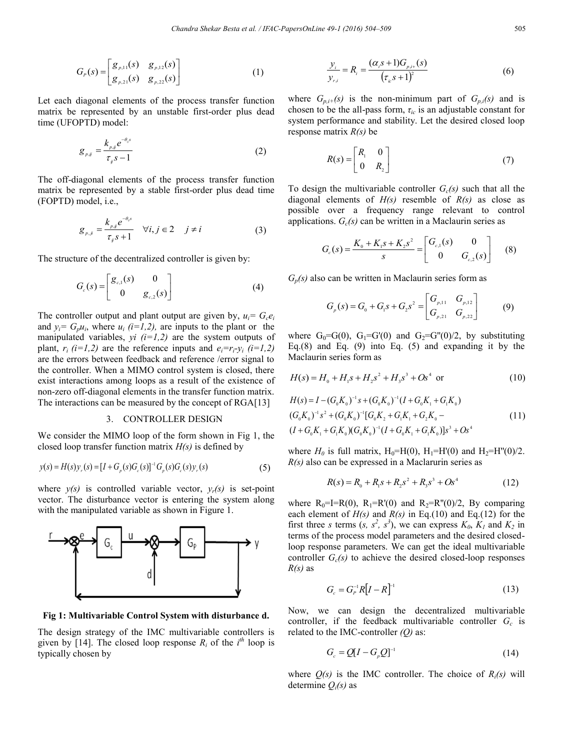$$G_P(s) = \begin{bmatrix} g_{p,11}(s) & g_{p,12}(s) \\ g_{p,21}(s) & g_{p,22}(s) \end{bmatrix} \tag{1}$$

Let each diagonal elements of the process transfer function matrix be represented by an unstable first-order plus dead time (UFOPTD) model:

$$g_{p,ij} = \frac{k_{p,ij} e^{-\theta_{ij} s}}{\tau_{ij} s - 1} \tag{2}$$

The off-diagonal elements of the process transfer function matrix be represented by a stable first-order plus dead time (FOPTD) model, i.e.,

$$g_{p,ji} = \frac{k_{p,ij} e^{-\theta_{ij} s}}{\tau_{ij} s + 1} \quad \forall i, j \in 2 \quad j \neq i \tag{3}$$

The structure of the decentralized controller is given by:

$$G_c(s) = \begin{bmatrix} g_{c,1}(s) & 0 \\ 0 & g_{c,2}(s) \end{bmatrix} \tag{4}$$

The controller output and plant output are given by, $u_i = G_c e_i$ and $y_i = G_p u_i$, where $u_i$ $(i=1,2)$, are inputs to the plant or the manipulated variables, $yi$ $(i=1,2)$ are the system outputs of plant, $r_i$ $(i=1,2)$ are the reference inputs and $e_i = r_i - y_i$ $(i=1,2)$ are the errors between feedback and reference /error signal to the controller. When a MIMO control system is closed, there exist interactions among loops as a result of the existence of non-zero off-diagonal elements in the transfer function matrix. The interactions can be measured by the concept of RGA[13]

## 3. CONTROLLER DESIGN

We consider the MIMO loop of the form shown in Fig 1, the closed loop transfer function matrix $H(s)$ is defined by

$$y(s) = H(s) y_r(s) = [I + G_p(s) G_c(s)]^{-1} G_p(s) G_c(s) y_r(s) \tag{5}$$

where $y(s)$ is controlled variable vector, $y_r(s)$ is set-point vector. The disturbance vector is entering the system along with the manipulated variable as shown in Figure 1.

**Fig 1: Multivariable Control System with disturbance d.**

The design strategy of the IMC multivariable controllers is given by [14]. The closed loop response $R_i$ of the $i^{th}$ loop is typically chosen by

$$\frac{y_i}{y_{r,i}} = R_i = \frac{(\alpha_i s + 1) G_{p,i+}(s)}{\left(\tau_{ic} s + 1\right)^2} \tag{6}$$

where $G_{p,i+}(s)$ is the non-minimum part of $G_{p,i}(s)$ and is chosen to be the all-pass form, $\tau_{ic}$ is an adjustable constant for system performance and stability. Let the desired closed loop response matrix $R(s)$ be

$$R(s) = \begin{bmatrix} R_1 & 0 \\ 0 & R_2 \end{bmatrix} \tag{7}$$

To design the multivariable controller $G_c(s)$ such that all the diagonal elements of $H(s)$ resemble of $R(s)$ as close as possible over a frequency range relevant to control applications. $G_c(s)$ can be written in a Maclaurin series as

$$G_c(s) = \frac{K_0 + K_1 s + K_2 s^2}{s} = \begin{bmatrix} G_{c,1}(s) & 0 \\ 0 & G_{c,2}(s) \end{bmatrix} \tag{8}$$

$G_p(s)$ also can be written in Maclaurin series form as

$$G_p(s) = G_0 + G_1 s + G_2 s^2 = \begin{bmatrix} G_{p,11} & G_{p,12} \\ G_{p,21} & G_{p,22} \end{bmatrix} \tag{9}$$

where $G_0 = G(0)$, $G_1 = G'(0)$ and $G_2 = G''(0)/2$, by substituting Eq.(8) and Eq. (9) into Eq. (5) and expanding it by the Maclaurin series form as

$$H(s) = H_0 + H_1 s + H_2 s^2 + H_3 s^3 + Os^4 \text{ or} \tag{10}$$

$$\begin{aligned} H(s) &= I - (G_0 K_0)^{-1} s + (G_0 K_0)^{-1} (I + G_0 K_1 + G_1 K_0) \\ &(G_0 K_0)^{-1} s^2 + (G_0 K_0)^{-1} [G_0 K_2 + G_1 K_1 + G_2 K_0 - \\ &(I + G_0 K_1 + G_1 K_0)(G_0 K_0)^{-1} (I + G_0 K_1 + G_1 K_0)] s^3 + Os^4 \end{aligned} \tag{11}$$

where $H_0$ is full matrix, $H_0 = H(0)$, $H_1 = H'(0)$ and $H_2 = H''(0)/2$. $R(s)$ also can be expressed in a Maclarurin series as

$$R(s) = R_0 + R_1 s + R_2 s^2 + R_3 s^3 + Os^4 \tag{12}$$

where $R_0 = I = R(0)$, $R_1 = R'(0)$ and $R_2 = R''(0)/2$, By comparing each element of $H(s)$ and $R(s)$ in Eq.(10) and Eq.(12) for the first three $s$ terms ($s$, $s^2$, $s^3$), we can express $K_0$, $K_1$ and $K_2$ in terms of the process model parameters and the desired closed-loop response parameters. We can get the ideal multivariable controller $G_c(s)$ to achieve the desired closed-loop responses $R(s)$ as

$$G_c = G_P^{-1} R \left[I - R\right]^{-1} \tag{13}$$

Now, we can design the decentralized multivariable controller, if the feedback multivariable controller $G_c$ is related to the IMC-controller $(Q)$ as:

$$G_c = Q[I - G_p Q]^{-1} \tag{14}$$

where $Q(s)$ is the IMC controller. The choice of $R_i(s)$ will determine $Q_i(s)$ as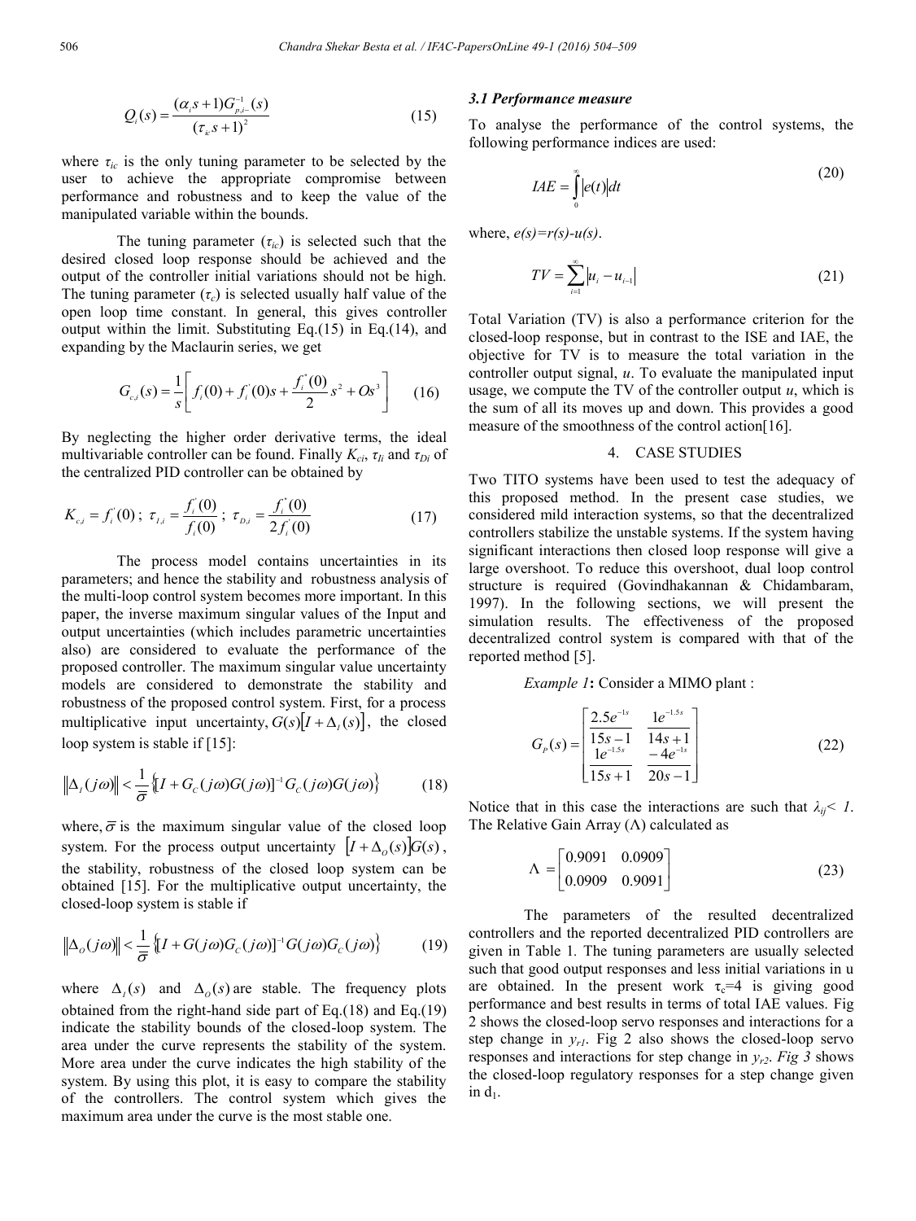$$Q_i(s) = \frac{(\alpha_i s + 1)G_{p,i-}^{-1}(s)}{(\tau_{ic} s + 1)^2} \tag{15}$$

where $\tau_{ic}$ is the only tuning parameter to be selected by the user to achieve the appropriate compromise between performance and robustness and to keep the value of the manipulated variable within the bounds.

The tuning parameter ($\tau_{ic}$) is selected such that the desired closed loop response should be achieved and the output of the controller initial variations should not be high. The tuning parameter ($\tau_c$) is selected usually half value of the open loop time constant. In general, this gives controller output within the limit. Substituting Eq.(15) in Eq.(14), and expanding by the Maclaurin series, we get

$$G_{c,i}(s) = \frac{1}{s}\left[ f_i(0) + f_i^{'}(0)s + \frac{f_i^{''}(0)}{2}s^2 + Os^3 \right] \tag{16}$$

By neglecting the higher order derivative terms, the ideal multivariable controller can be found. Finally $K_{ci}$, $\tau_{Ii}$ and $\tau_{Di}$ of the centralized PID controller can be obtained by

$$K_{c,i} = f_i^{'}(0)\;;\; \tau_{I,i} = \frac{f_i^{'}(0)}{f_i(0)}\;;\; \tau_{D,i} = \frac{f_i^{''}(0)}{2 f_i^{'}(0)} \tag{17}$$

The process model contains uncertainties in its parameters; and hence the stability and robustness analysis of the multi-loop control system becomes more important. In this paper, the inverse maximum singular values of the Input and output uncertainties (which includes parametric uncertainties also) are considered to evaluate the performance of the proposed controller. The maximum singular value uncertainty models are considered to demonstrate the stability and robustness of the proposed control system. First, for a process multiplicative input uncertainty, $G(s)\left[I + \Delta_I(s)\right]$, the closed loop system is stable if [15]:

$$\left\|\Delta_I(j\omega)\right\| < \frac{1}{\bar{\sigma}}\left\{[I + G_C(j\omega)G(j\omega)]^{-1}G_C(j\omega)G(j\omega)\right\} \tag{18}$$

where, $\bar{\sigma}$ is the maximum singular value of the closed loop system. For the process output uncertainty $\left[I + \Delta_O(s)\right]G(s)$, the stability, robustness of the closed loop system can be obtained [15]. For the multiplicative output uncertainty, the closed-loop system is stable if

$$\left\|\Delta_O(j\omega)\right\| < \frac{1}{\bar{\sigma}}\left\{[I + G(j\omega)G_C(j\omega)]^{-1}G(j\omega)G_C(j\omega)\right\} \tag{19}$$

where $\Delta_I(s)$ and $\Delta_O(s)$ are stable. The frequency plots obtained from the right-hand side part of Eq.(18) and Eq.(19) indicate the stability bounds of the closed-loop system. The area under the curve represents the stability of the system. More area under the curve indicates the high stability of the system. By using this plot, it is easy to compare the stability of the controllers. The control system which gives the maximum area under the curve is the most stable one.

### 3.1 Performance measure

To analyse the performance of the control systems, the following performance indices are used:

$$IAE = \int_0^{\infty} \left|e(t)\right| dt \tag{20}$$

where, $e(s)=r(s)-u(s)$.

$$TV = \sum_{i=1}^{\infty} \left|u_i - u_{i-1}\right| \tag{21}$$

Total Variation (TV) is also a performance criterion for the closed-loop response, but in contrast to the ISE and IAE, the objective for TV is to measure the total variation in the controller output signal, *u*. To evaluate the manipulated input usage, we compute the TV of the controller output *u*, which is the sum of all its moves up and down. This provides a good measure of the smoothness of the control action[16].

## 4. CASE STUDIES

Two TITO systems have been used to test the adequacy of this proposed method. In the present case studies, we considered mild interaction systems, so that the decentralized controllers stabilize the unstable systems. If the system having significant interactions then closed loop response will give a large overshoot. To reduce this overshoot, dual loop control structure is required (Govindhakannan & Chidambaram, 1997). In the following sections, we will present the simulation results. The effectiveness of the proposed decentralized control system is compared with that of the reported method [5].

*Example 1*: Consider a MIMO plant :

$$G_P(s) = \begin{bmatrix} \dfrac{2.5e^{-1s}}{15s-1} & \dfrac{1e^{-1.5s}}{14s+1} \\ \dfrac{1e^{-1.5s}}{15s+1} & \dfrac{-4e^{-1s}}{20s-1} \end{bmatrix} \tag{22}$$

Notice that in this case the interactions are such that $\lambda_{ij} < 1$. The Relative Gain Array ($\Lambda$) calculated as

$$\Lambda = \begin{bmatrix} 0.9091 & 0.0909 \\ 0.0909 & 0.9091 \end{bmatrix} \tag{23}$$

The parameters of the resulted decentralized controllers and the reported decentralized PID controllers are given in Table 1. The tuning parameters are usually selected such that good output responses and less initial variations in u are obtained. In the present work $\tau_c$=4 is giving good performance and best results in terms of total IAE values. Fig 2 shows the closed-loop servo responses and interactions for a step change in $y_{r1}$. Fig 2 also shows the closed-loop servo responses and interactions for step change in $y_{r2}$. *Fig 3* shows the closed-loop regulatory responses for a step change given in $d_1$.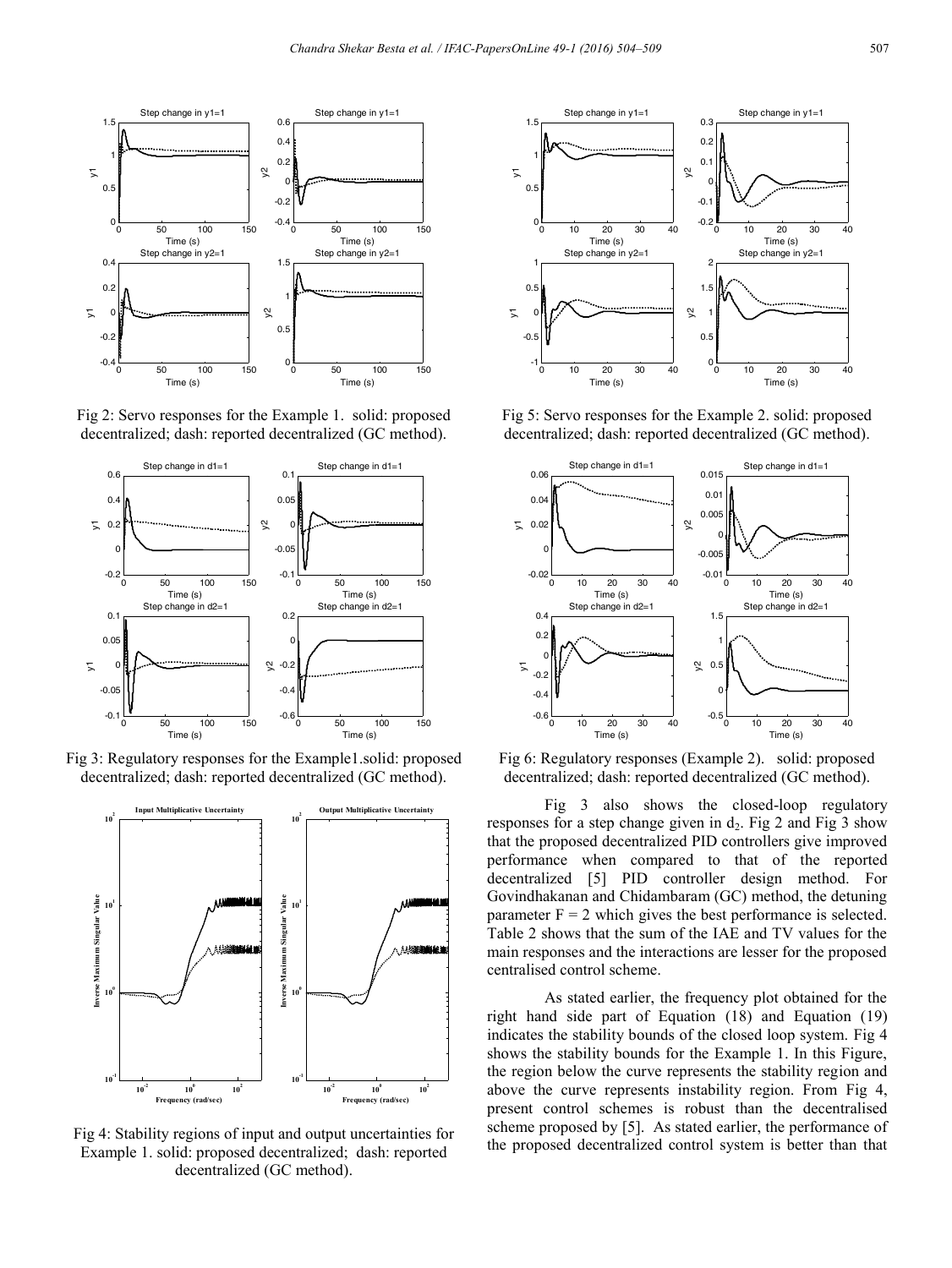Fig 2: Servo responses for the Example 1. solid: proposed decentralized; dash: reported decentralized (GC method).

Fig 3: Regulatory responses for the Example1.solid: proposed decentralized; dash: reported decentralized (GC method).

Fig 4: Stability regions of input and output uncertainties for Example 1. solid: proposed decentralized; dash: reported decentralized (GC method).

Fig 5: Servo responses for the Example 2. solid: proposed decentralized; dash: reported decentralized (GC method).

Fig 6: Regulatory responses (Example 2). solid: proposed decentralized; dash: reported decentralized (GC method).

Fig 3 also shows the closed-loop regulatory responses for a step change given in $d_2$. Fig 2 and Fig 3 show that the proposed decentralized PID controllers give improved performance when compared to that of the reported decentralized [5] PID controller design method. For Govindhakanan and Chidambaram (GC) method, the detuning parameter F = 2 which gives the best performance is selected. Table 2 shows that the sum of the IAE and TV values for the main responses and the interactions are lesser for the proposed centralised control scheme.

As stated earlier, the frequency plot obtained for the right hand side part of Equation (18) and Equation (19) indicates the stability bounds of the closed loop system. Fig 4 shows the stability bounds for the Example 1. In this Figure, the region below the curve represents the stability region and above the curve represents instability region. From Fig 4, present control schemes is robust than the decentralised scheme proposed by [5]. As stated earlier, the performance of the proposed decentralized control system is better than that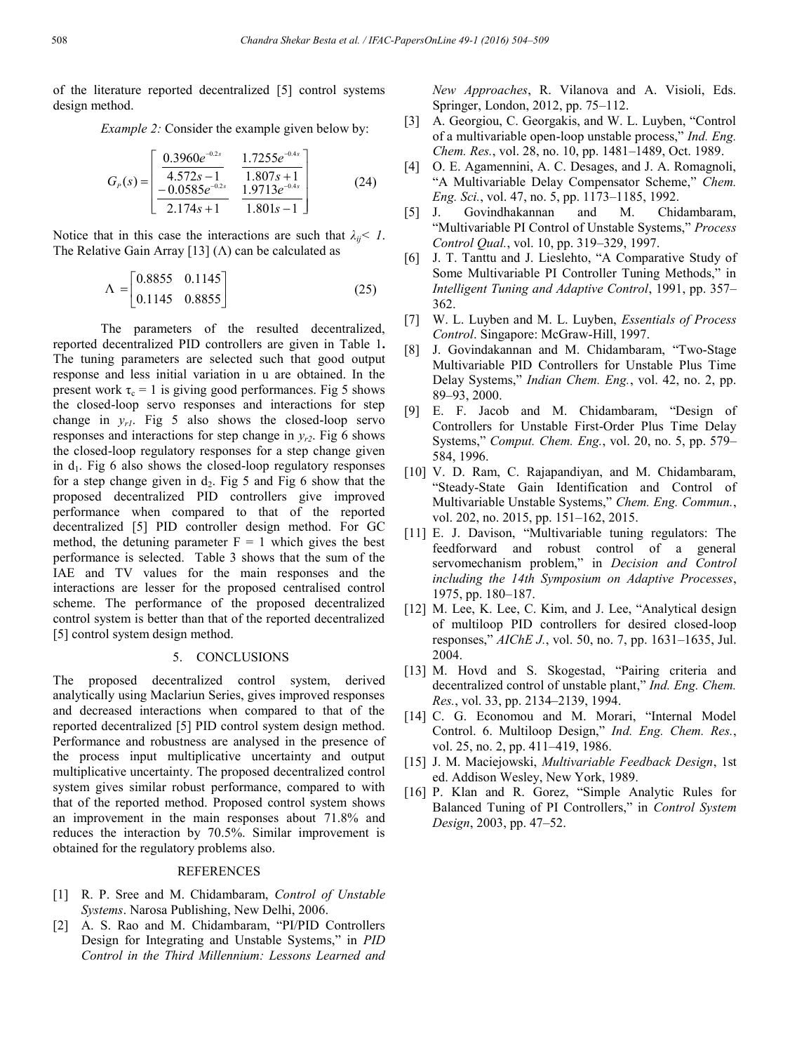of the literature reported decentralized [5] control systems design method.

*Example 2:* Consider the example given below by:

$$G_P(s)=\begin{bmatrix}\dfrac{0.3960e^{-0.2s}}{4.572s-1} & \dfrac{1.7255e^{-0.4s}}{1.807s+1}\\ \dfrac{-0.0585e^{-0.2s}}{2.174s+1} & \dfrac{1.9713e^{-0.4s}}{1.801s-1}\end{bmatrix} \tag{24}$$

Notice that in this case the interactions are such that $\lambda_{ij}< 1$. The Relative Gain Array [13] ($\Lambda$) can be calculated as

$$\Lambda=\begin{bmatrix}0.8855 & 0.1145\\ 0.1145 & 0.8855\end{bmatrix} \tag{25}$$

The parameters of the resulted decentralized, reported decentralized PID controllers are given in Table 1**.** The tuning parameters are selected such that good output response and less initial variation in u are obtained. In the present work $\tau_c = 1$ is giving good performances. Fig 5 shows the closed-loop servo responses and interactions for step change in $y_{r1}$. Fig 5 also shows the closed-loop servo responses and interactions for step change in $y_{r2}$. Fig 6 shows the closed-loop regulatory responses for a step change given in $d_1$. Fig 6 also shows the closed-loop regulatory responses for a step change given in $d_2$. Fig 5 and Fig 6 show that the proposed decentralized PID controllers give improved performance when compared to that of the reported decentralized [5] PID controller design method. For GC method, the detuning parameter F = 1 which gives the best performance is selected. Table 3 shows that the sum of the IAE and TV values for the main responses and the interactions are lesser for the proposed centralised control scheme. The performance of the proposed decentralized control system is better than that of the reported decentralized [5] control system design method.

## 5. CONCLUSIONS

The proposed decentralized control system, derived analytically using Maclariun Series, gives improved responses and decreased interactions when compared to that of the reported decentralized [5] PID control system design method. Performance and robustness are analysed in the presence of the process input multiplicative uncertainty and output multiplicative uncertainty. The proposed decentralized control system gives similar robust performance, compared to with that of the reported method. Proposed control system shows an improvement in the main responses about 71.8% and reduces the interaction by 70.5%. Similar improvement is obtained for the regulatory problems also.

## REFERENCES

[1] R. P. Sree and M. Chidambaram, *Control of Unstable Systems*. Narosa Publishing, New Delhi, 2006.

[2] A. S. Rao and M. Chidambaram, "PI/PID Controllers Design for Integrating and Unstable Systems," in *PID Control in the Third Millennium: Lessons Learned and New Approaches*, R. Vilanova and A. Visioli, Eds. Springer, London, 2012, pp. 75–112.

[3] A. Georgiou, C. Georgakis, and W. L. Luyben, "Control of a multivariable open-loop unstable process," *Ind. Eng. Chem. Res.*, vol. 28, no. 10, pp. 1481–1489, Oct. 1989.

[4] O. E. Agamennini, A. C. Desages, and J. A. Romagnoli, "A Multivariable Delay Compensator Scheme," *Chem. Eng. Sci.*, vol. 47, no. 5, pp. 1173–1185, 1992.

[5] J. Govindhakannan and M. Chidambaram, "Multivariable PI Control of Unstable Systems," *Process Control Qual.*, vol. 10, pp. 319–329, 1997.

[6] J. T. Tanttu and J. Lieslehto, "A Comparative Study of Some Multivariable PI Controller Tuning Methods," in *Intelligent Tuning and Adaptive Control*, 1991, pp. 357–362.

[7] W. L. Luyben and M. L. Luyben, *Essentials of Process Control*. Singapore: McGraw-Hill, 1997.

[8] J. Govindakannan and M. Chidambaram, "Two-Stage Multivariable PID Controllers for Unstable Plus Time Delay Systems," *Indian Chem. Eng.*, vol. 42, no. 2, pp. 89–93, 2000.

[9] E. F. Jacob and M. Chidambaram, "Design of Controllers for Unstable First-Order Plus Time Delay Systems," *Comput. Chem. Eng.*, vol. 20, no. 5, pp. 579–584, 1996.

[10] V. D. Ram, C. Rajapandiyan, and M. Chidambaram, "Steady-State Gain Identification and Control of Multivariable Unstable Systems," *Chem. Eng. Commun.*, vol. 202, no. 2015, pp. 151–162, 2015.

[11] E. J. Davison, "Multivariable tuning regulators: The feedforward and robust control of a general servomechanism problem," in *Decision and Control including the 14th Symposium on Adaptive Processes*, 1975, pp. 180–187.

[12] M. Lee, K. Lee, C. Kim, and J. Lee, "Analytical design of multiloop PID controllers for desired closed-loop responses," *AIChE J.*, vol. 50, no. 7, pp. 1631–1635, Jul. 2004.

[13] M. Hovd and S. Skogestad, "Pairing criteria and decentralized control of unstable plant," *Ind. Eng. Chem. Res.*, vol. 33, pp. 2134–2139, 1994.

[14] C. G. Economou and M. Morari, "Internal Model Control. 6. Multiloop Design," *Ind. Eng. Chem. Res.*, vol. 25, no. 2, pp. 411–419, 1986.

[15] J. M. Maciejowski, *Multivariable Feedback Design*, 1st ed. Addison Wesley, New York, 1989.

[16] P. Klan and R. Gorez, "Simple Analytic Rules for Balanced Tuning of PI Controllers," in *Control System Design*, 2003, pp. 47–52.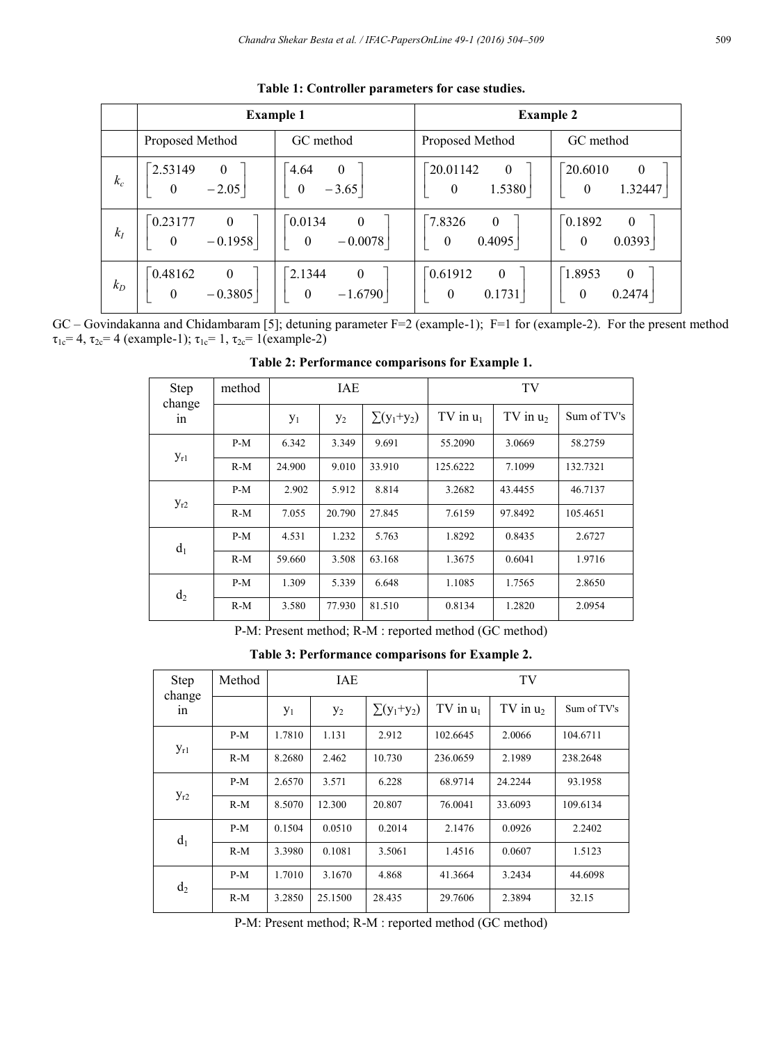**Table 1: Controller parameters for case studies.**

| | Example 1 | | Example 2 | |
|---|---|---|---|---|
| | Proposed Method | GC method | Proposed Method | GC method |
| $k_c$ | $\begin{bmatrix} 2.53149 & 0 \\ 0 & -2.05 \end{bmatrix}$ | $\begin{bmatrix} 4.64 & 0 \\ 0 & -3.65 \end{bmatrix}$ | $\begin{bmatrix} 20.01142 & 0 \\ 0 & 1.5380 \end{bmatrix}$ | $\begin{bmatrix} 20.6010 & 0 \\ 0 & 1.32447 \end{bmatrix}$ |
| $k_I$ | $\begin{bmatrix} 0.23177 & 0 \\ 0 & -0.1958 \end{bmatrix}$ | $\begin{bmatrix} 0.0134 & 0 \\ 0 & -0.0078 \end{bmatrix}$ | $\begin{bmatrix} 7.8326 & 0 \\ 0 & 0.4095 \end{bmatrix}$ | $\begin{bmatrix} 0.1892 & 0 \\ 0 & 0.0393 \end{bmatrix}$ |
| $k_D$ | $\begin{bmatrix} 0.48162 & 0 \\ 0 & -0.3805 \end{bmatrix}$ | $\begin{bmatrix} 2.1344 & 0 \\ 0 & -1.6790 \end{bmatrix}$ | $\begin{bmatrix} 0.61912 & 0 \\ 0 & 0.1731 \end{bmatrix}$ | $\begin{bmatrix} 1.8953 & 0 \\ 0 & 0.2474 \end{bmatrix}$ |

GC – Govindakanna and Chidambaram [5]; detuning parameter F=2 (example-1); F=1 for (example-2). For the present method $\tau_{1c}$= 4, $\tau_{2c}$= 4 (example-1); $\tau_{1c}$= 1, $\tau_{2c}$= 1(example-2)

**Table 2: Performance comparisons for Example 1.**

| Step change in | method | IAE | | | TV | | |
|---|---|---|---|---|---|---|---|
| | | $y_1$ | $y_2$ | $\sum(y_1+y_2)$ | TV in $u_1$ | TV in $u_2$ | Sum of TV's |
| $y_{r1}$ | P-M | 6.342 | 3.349 | 9.691 | 55.2090 | 3.0669 | 58.2759 |
| | R-M | 24.900 | 9.010 | 33.910 | 125.6222 | 7.1099 | 132.7321 |
| $y_{r2}$ | P-M | 2.902 | 5.912 | 8.814 | 3.2682 | 43.4455 | 46.7137 |
| | R-M | 7.055 | 20.790 | 27.845 | 7.6159 | 97.8492 | 105.4651 |
| $d_1$ | P-M | 4.531 | 1.232 | 5.763 | 1.8292 | 0.8435 | 2.6727 |
| | R-M | 59.660 | 3.508 | 63.168 | 1.3675 | 0.6041 | 1.9716 |
| $d_2$ | P-M | 1.309 | 5.339 | 6.648 | 1.1085 | 1.7565 | 2.8650 |
| | R-M | 3.580 | 77.930 | 81.510 | 0.8134 | 1.2820 | 2.0954 |

P-M: Present method; R-M : reported method (GC method)

**Table 3: Performance comparisons for Example 2.**

| Step change in | Method | IAE | | | TV | | |
|---|---|---|---|---|---|---|---|
| | | $y_1$ | $y_2$ | $\sum(y_1+y_2)$ | TV in $u_1$ | TV in $u_2$ | Sum of TV's |
| $y_{r1}$ | P-M | 1.7810 | 1.131 | 2.912 | 102.6645 | 2.0066 | 104.6711 |
| | R-M | 8.2680 | 2.462 | 10.730 | 236.0659 | 2.1989 | 238.2648 |
| $y_{r2}$ | P-M | 2.6570 | 3.571 | 6.228 | 68.9714 | 24.2244 | 93.1958 |
| | R-M | 8.5070 | 12.300 | 20.807 | 76.0041 | 33.6093 | 109.6134 |
| $d_1$ | P-M | 0.1504 | 0.0510 | 0.2014 | 2.1476 | 0.0926 | 2.2402 |
| | R-M | 3.3980 | 0.1081 | 3.5061 | 1.4516 | 0.0607 | 1.5123 |
| $d_2$ | P-M | 1.7010 | 3.1670 | 4.868 | 41.3664 | 3.2434 | 44.6098 |
| | R-M | 3.2850 | 25.1500 | 28.435 | 29.7606 | 2.3894 | 32.15 |

P-M: Present method; R-M : reported method (GC method)